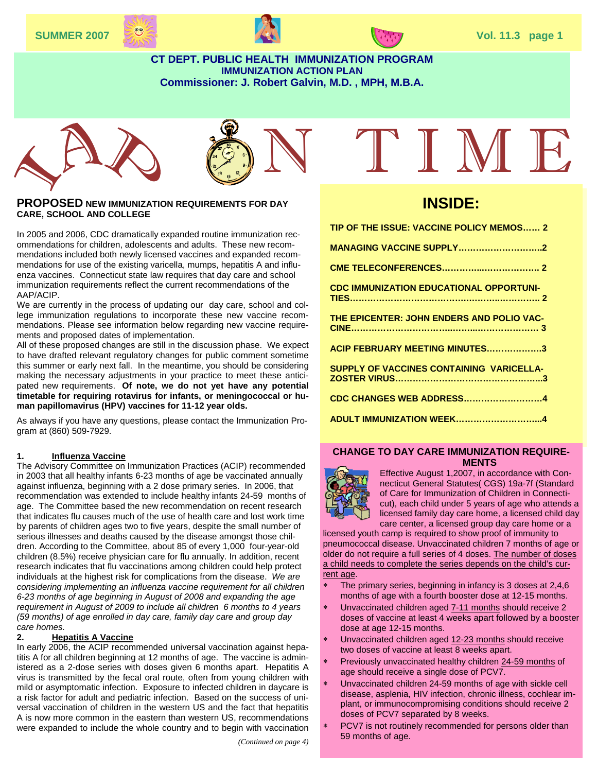**SUMMER 2007**

# CT DEPT. PUBLIC HEALTH IMMUNIZATION PROGRAM
## IMMUNIZATION ACTION PLAN
### Commissioner: J. Robert Galvin, M.D. , MPH, M.B.A.

# IAP ON TIME

## PROPOSED NEW IMMUNIZATION REQUIREMENTS FOR DAY CARE, SCHOOL AND COLLEGE

In 2005 and 2006, CDC dramatically expanded routine immunization recommendations for children, adolescents and adults. These new recommendations included both newly licensed vaccines and expanded recommendations for use of the existing varicella, mumps, hepatitis A and influenza vaccines. Connecticut state law requires that day care and school immunization requirements reflect the current recommendations of the AAP/ACIP.

We are currently in the process of updating our day care, school and college immunization regulations to incorporate these new vaccine recommendations. Please see information below regarding new vaccine requirements and proposed dates of implementation.

All of these proposed changes are still in the discussion phase. We expect to have drafted relevant regulatory changes for public comment sometime this summer or early next fall. In the meantime, you should be considering making the necessary adjustments in your practice to meet these anticipated new requirements. **Of note, we do not yet have any potential timetable for requiring rotavirus for infants, or meningococcal or human papillomavirus (HPV) vaccines for 11-12 year olds.**

As always if you have any questions, please contact the Immunization Program at (860) 509-7929.

**1. Influenza Vaccine**

The Advisory Committee on Immunization Practices (ACIP) recommended in 2003 that all healthy infants 6-23 months of age be vaccinated annually against influenza, beginning with a 2 dose primary series. In 2006, that recommendation was extended to include healthy infants 24-59 months of age. The Committee based the new recommendation on recent research that indicates flu causes much of the use of health care and lost work time by parents of children ages two to five years, despite the small number of serious illnesses and deaths caused by the disease amongst those children. According to the Committee, about 85 of every 1,000 four-year-old children (8.5%) receive physician care for flu annually. In addition, recent research indicates that flu vaccinations among children could help protect individuals at the highest risk for complications from the disease. *We are considering implementing an influenza vaccine requirement for all children 6-23 months of age beginning in August of 2008 and expanding the age requirement in August of 2009 to include all children 6 months to 4 years (59 months) of age enrolled in day care, family day care and group day care homes.*

**2. Hepatitis A Vaccine**

In early 2006, the ACIP recommended universal vaccination against hepatitis A for all children beginning at 12 months of age. The vaccine is administered as a 2-dose series with doses given 6 months apart. Hepatitis A virus is transmitted by the fecal oral route, often from young children with mild or asymptomatic infection. Exposure to infected children in daycare is a risk factor for adult and pediatric infection. Based on the success of universal vaccination of children in the western US and the fact that hepatitis A is now more common in the eastern than western US, recommendations were expanded to include the whole country and to begin with vaccination

*(Continued on page 4)*

## INSIDE:

- TIP OF THE ISSUE: VACCINE POLICY MEMOS...... 2
- MANAGING VACCINE SUPPLY..........................2
- CME TELECONFERENCES................................ 2
- CDC IMMUNIZATION EDUCATIONAL OPPORTUNITIES.......................................................... 2
- THE EPICENTER: JOHN ENDERS AND POLIO VACCINE.......................................................... 3
- ACIP FEBRUARY MEETING MINUTES..................3
- SUPPLY OF VACCINES CONTAINING VARICELLA-ZOSTER VIRUS................................................3
- CDC CHANGES WEB ADDRESS..........................4
- ADULT IMMUNIZATION WEEK..............................4

## CHANGE TO DAY CARE IMMUNIZATION REQUIREMENTS

Effective August 1,2007, in accordance with Connecticut General Statutes( CGS) 19a-7f (Standard of Care for Immunization of Children in Connecticut), each child under 5 years of age who attends a licensed family day care home, a licensed child day care center, a licensed group day care home or a licensed youth camp is required to show proof of immunity to pneumococcal disease. Unvaccinated children 7 months of age or older do not require a full series of 4 doses. <u>The number of doses a child needs to complete the series depends on the child's current age</u>.

* The primary series, beginning in infancy is 3 doses at 2,4,6 months of age with a fourth booster dose at 12-15 months.
* Unvaccinated children aged <u>7-11 months</u> should receive 2 doses of vaccine at least 4 weeks apart followed by a booster dose at age 12-15 months.
* Unvaccinated children aged <u>12-23 months</u> should receive two doses of vaccine at least 8 weeks apart.
* Previously unvaccinated healthy children <u>24-59 months</u> of age should receive a single dose of PCV7.
* Unvaccinated children 24-59 months of age with sickle cell disease, asplenia, HIV infection, chronic illness, cochlear implant, or immunocompromising conditions should receive 2 doses of PCV7 separated by 8 weeks.
* PCV7 is not routinely recommended for persons older than 59 months of age.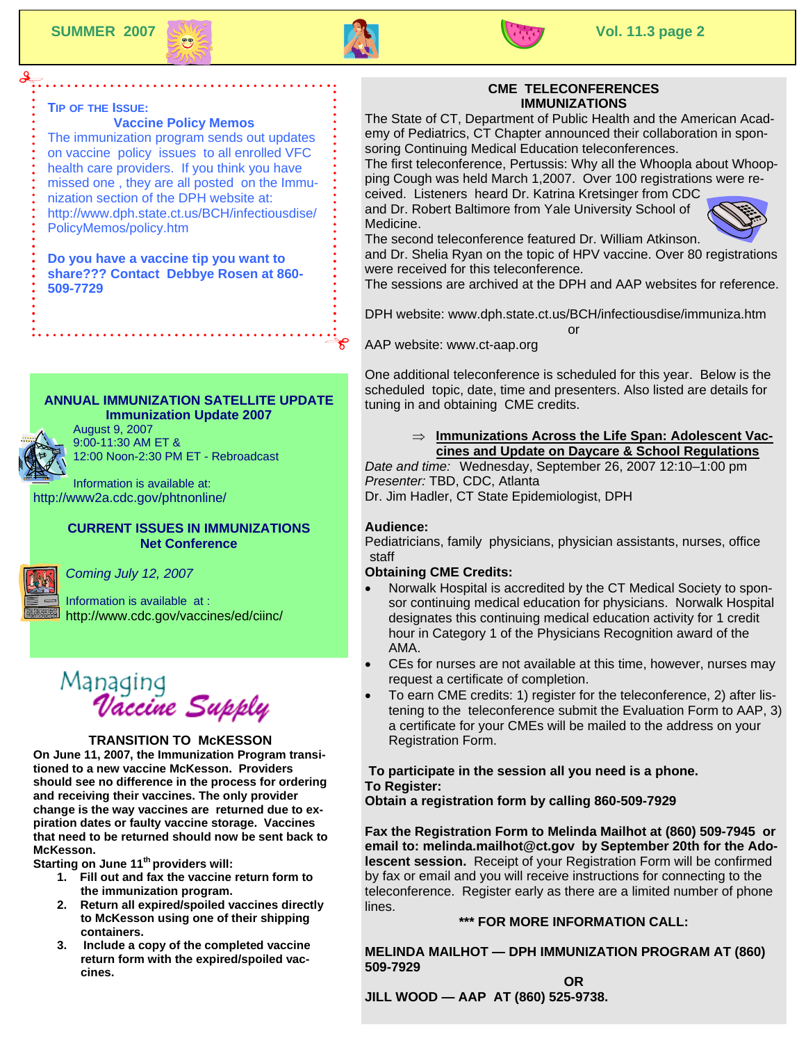## TIP OF THE ISSUE:

### Vaccine Policy Memos

The immunization program sends out updates on vaccine policy issues to all enrolled VFC health care providers. If you think you have missed one , they are all posted on the Immunization section of the DPH website at: http://www.dph.state.ct.us/BCH/infectiousdise/PolicyMemos/policy.htm

**Do you have a vaccine tip you want to share??? Contact Debbye Rosen at 860-509-7729**

## ANNUAL IMMUNIZATION SATELLITE UPDATE

### Immunization Update 2007

August 9, 2007
9:00-11:30 AM ET &
12:00 Noon-2:30 PM ET - Rebroadcast

Information is available at:
http://www2a.cdc.gov/phtnonline/

## CURRENT ISSUES IN IMMUNIZATIONS

### Net Conference

*Coming July 12, 2007*

Information is available at :
http://www.cdc.gov/vaccines/ed/ciinc/

## Managing Vaccine Supply

### TRANSITION TO McKESSON

**On June 11, 2007, the Immunization Program transitioned to a new vaccine McKesson. Providers should see no difference in the process for ordering and receiving their vaccines. The only provider change is the way vaccines are returned due to expiration dates or faulty vaccine storage. Vaccines that need to be returned should now be sent back to McKesson.**

**Starting on June 11th providers will:**

1. **Fill out and fax the vaccine return form to the immunization program.**
2. **Return all expired/spoiled vaccines directly to McKesson using one of their shipping containers.**
3. **Include a copy of the completed vaccine return form with the expired/spoiled vaccines.**

## CME TELECONFERENCES IMMUNIZATIONS

The State of CT, Department of Public Health and the American Academy of Pediatrics, CT Chapter announced their collaboration in sponsoring Continuing Medical Education teleconferences.

The first teleconference, Pertussis: Why all the Whoopla about Whooping Cough was held March 1,2007. Over 100 registrations were received. Listeners heard Dr. Katrina Kretsinger from CDC and Dr. Robert Baltimore from Yale University School of Medicine.

The second teleconference featured Dr. William Atkinson. and Dr. Shelia Ryan on the topic of HPV vaccine. Over 80 registrations were received for this teleconference.

The sessions are archived at the DPH and AAP websites for reference.

DPH website: www.dph.state.ct.us/BCH/infectiousdise/immuniza.htm
or
AAP website: www.ct-aap.org

One additional teleconference is scheduled for this year. Below is the scheduled topic, date, time and presenters. Also listed are details for tuning in and obtaining CME credits.

⇒ **Immunizations Across the Life Span: Adolescent Vaccines and Update on Daycare & School Regulations**

*Date and time:* Wednesday, September 26, 2007 12:10–1:00 pm
*Presenter:* TBD, CDC, Atlanta
Dr. Jim Hadler, CT State Epidemiologist, DPH

**Audience:**
Pediatricians, family physicians, physician assistants, nurses, office staff

**Obtaining CME Credits:**

- Norwalk Hospital is accredited by the CT Medical Society to sponsor continuing medical education for physicians. Norwalk Hospital designates this continuing medical education activity for 1 credit hour in Category 1 of the Physicians Recognition award of the AMA.
- CEs for nurses are not available at this time, however, nurses may request a certificate of completion.
- To earn CME credits: 1) register for the teleconference, 2) after listening to the teleconference submit the Evaluation Form to AAP, 3) a certificate for your CMEs will be mailed to the address on your Registration Form.

**To participate in the session all you need is a phone.**
**To Register:**
**Obtain a registration form by calling 860-509-7929**

**Fax the Registration Form to Melinda Mailhot at (860) 509-7945 or email to: melinda.mailhot@ct.gov by September 20th for the Adolescent session.** Receipt of your Registration Form will be confirmed by fax or email and you will receive instructions for connecting to the teleconference. Register early as there are a limited number of phone lines.

**\*\*\* FOR MORE INFORMATION CALL:**

**MELINDA MAILHOT — DPH IMMUNIZATION PROGRAM AT (860) 509-7929**

**OR**

**JILL WOOD — AAP AT (860) 525-9738.**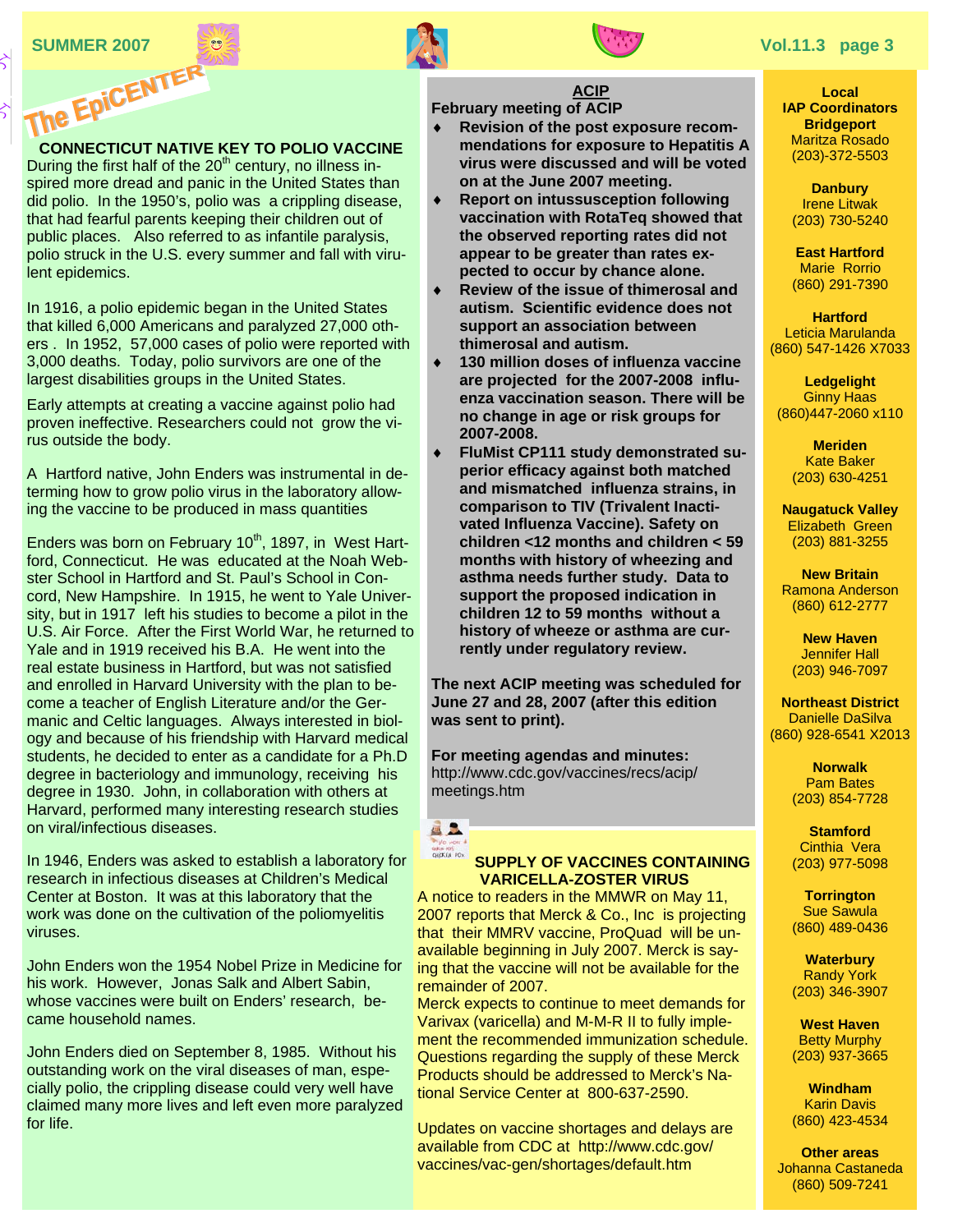## The EpiCENTER

### CONNECTICUT NATIVE KEY TO POLIO VACCINE

During the first half of the 20th century, no illness inspired more dread and panic in the United States than did polio. In the 1950's, polio was a crippling disease, that had fearful parents keeping their children out of public places. Also referred to as infantile paralysis, polio struck in the U.S. every summer and fall with virulent epidemics.

In 1916, a polio epidemic began in the United States that killed 6,000 Americans and paralyzed 27,000 others . In 1952, 57,000 cases of polio were reported with 3,000 deaths. Today, polio survivors are one of the largest disabilities groups in the United States.

Early attempts at creating a vaccine against polio had proven ineffective. Researchers could not grow the virus outside the body.

A Hartford native, John Enders was instrumental in determing how to grow polio virus in the laboratory allowing the vaccine to be produced in mass quantities

Enders was born on February 10th, 1897, in West Hartford, Connecticut. He was educated at the Noah Webster School in Hartford and St. Paul's School in Concord, New Hampshire. In 1915, he went to Yale University, but in 1917 left his studies to become a pilot in the U.S. Air Force. After the First World War, he returned to Yale and in 1919 received his B.A. He went into the real estate business in Hartford, but was not satisfied and enrolled in Harvard University with the plan to become a teacher of English Literature and/or the Germanic and Celtic languages. Always interested in biology and because of his friendship with Harvard medical students, he decided to enter as a candidate for a Ph.D degree in bacteriology and immunology, receiving his degree in 1930. John, in collaboration with others at Harvard, performed many interesting research studies on viral/infectious diseases.

In 1946, Enders was asked to establish a laboratory for research in infectious diseases at Children's Medical Center at Boston. It was at this laboratory that the work was done on the cultivation of the poliomyelitis viruses.

John Enders won the 1954 Nobel Prize in Medicine for his work. However, Jonas Salk and Albert Sabin, whose vaccines were built on Enders' research, became household names.

John Enders died on September 8, 1985. Without his outstanding work on the viral diseases of man, especially polio, the crippling disease could very well have claimed many more lives and left even more paralyzed for life.

### ACIP

**February meeting of ACIP**

- **Revision of the post exposure recommendations for exposure to Hepatitis A virus were discussed and will be voted on at the June 2007 meeting.**
- **Report on intussusception following vaccination with RotaTeq showed that the observed reporting rates did not appear to be greater than rates expected to occur by chance alone.**
- **Review of the issue of thimerosal and autism. Scientific evidence does not support an association between thimerosal and autism.**
- **130 million doses of influenza vaccine are projected for the 2007-2008 influenza vaccination season. There will be no change in age or risk groups for 2007-2008.**
- **FluMist CP111 study demonstrated superior efficacy against both matched and mismatched influenza strains, in comparison to TIV (Trivalent Inactivated Influenza Vaccine). Safety on children <12 months and children < 59 months with history of wheezing and asthma needs further study. Data to support the proposed indication in children 12 to 59 months without a history of wheeze or asthma are currently under regulatory review.**

**The next ACIP meeting was scheduled for June 27 and 28, 2007 (after this edition was sent to print).**

**For meeting agendas and minutes:**
http://www.cdc.gov/vaccines/recs/acip/meetings.htm

### SUPPLY OF VACCINES CONTAINING VARICELLA-ZOSTER VIRUS

A notice to readers in the MMWR on May 11, 2007 reports that Merck & Co., Inc is projecting that their MMRV vaccine, ProQuad will be unavailable beginning in July 2007. Merck is saying that the vaccine will not be available for the remainder of 2007.

Merck expects to continue to meet demands for Varivax (varicella) and M-M-R II to fully implement the recommended immunization schedule. Questions regarding the supply of these Merck Products should be addressed to Merck's National Service Center at 800-637-2590.

Updates on vaccine shortages and delays are available from CDC at http://www.cdc.gov/vaccines/vac-gen/shortages/default.htm

### Local IAP Coordinators

**Bridgeport**
Maritza Rosado
(203)-372-5503

**Danbury**
Irene Litwak
(203) 730-5240

**East Hartford**
Marie Rorrio
(860) 291-7390

**Hartford**
Leticia Marulanda
(860) 547-1426 X7033

**Ledgelight**
Ginny Haas
(860)447-2060 x110

**Meriden**
Kate Baker
(203) 630-4251

**Naugatuck Valley**
Elizabeth Green
(203) 881-3255

**New Britain**
Ramona Anderson
(860) 612-2777

**New Haven**
Jennifer Hall
(203) 946-7097

**Northeast District**
Danielle DaSilva
(860) 928-6541 X2013

**Norwalk**
Pam Bates
(203) 854-7728

**Stamford**
Cinthia Vera
(203) 977-5098

**Torrington**
Sue Sawula
(860) 489-0436

**Waterbury**
Randy York
(203) 346-3907

**West Haven**
Betty Murphy
(203) 937-3665

**Windham**
Karin Davis
(860) 423-4534

**Other areas**
Johanna Castaneda
(860) 509-7241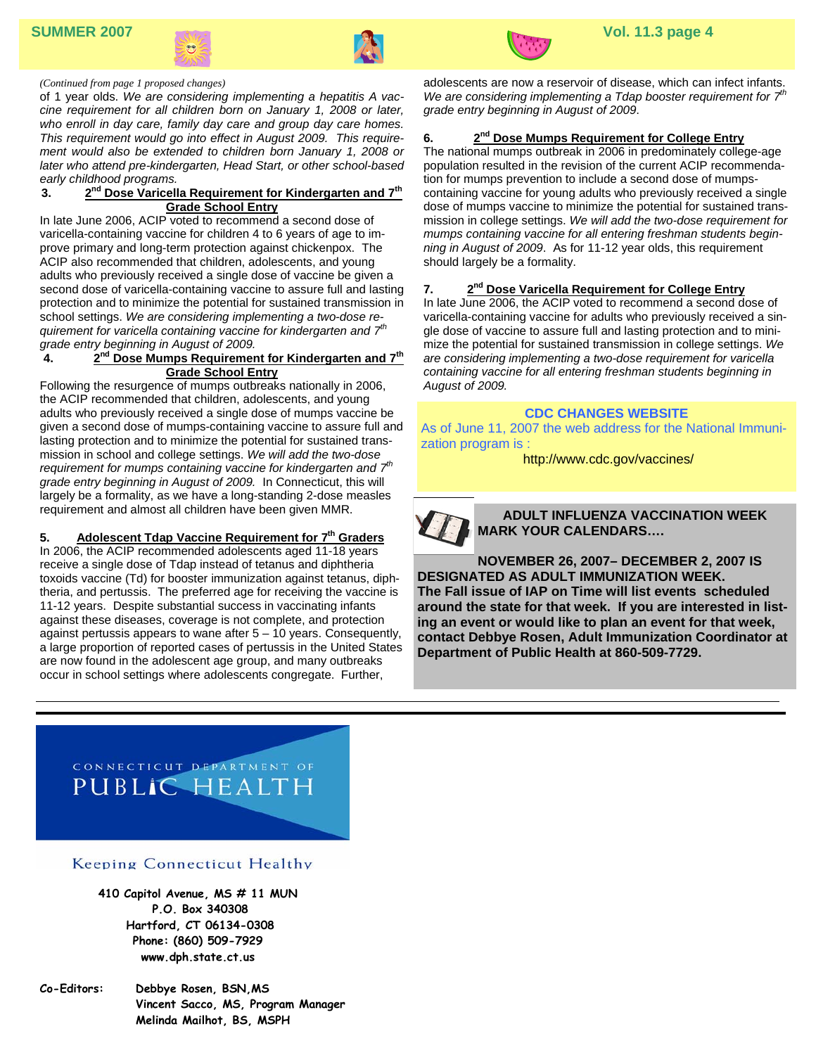*(Continued from page 1 proposed changes)*

of 1 year olds. *We are considering implementing a hepatitis A vaccine requirement for all children born on January 1, 2008 or later, who enroll in day care, family day care and group day care homes. This requirement would go into effect in August 2009. This requirement would also be extended to children born January 1, 2008 or later who attend pre-kindergarten, Head Start, or other school-based early childhood programs.*

### 3. 2nd Dose Varicella Requirement for Kindergarten and 7th Grade School Entry

In late June 2006, ACIP voted to recommend a second dose of varicella-containing vaccine for children 4 to 6 years of age to improve primary and long-term protection against chickenpox. The ACIP also recommended that children, adolescents, and young adults who previously received a single dose of vaccine be given a second dose of varicella-containing vaccine to assure full and lasting protection and to minimize the potential for sustained transmission in school settings. *We are considering implementing a two-dose requirement for varicella containing vaccine for kindergarten and 7th grade entry beginning in August of 2009.*

### 4. 2nd Dose Mumps Requirement for Kindergarten and 7th Grade School Entry

Following the resurgence of mumps outbreaks nationally in 2006, the ACIP recommended that children, adolescents, and young adults who previously received a single dose of mumps vaccine be given a second dose of mumps-containing vaccine to assure full and lasting protection and to minimize the potential for sustained transmission in school and college settings. *We will add the two-dose requirement for mumps containing vaccine for kindergarten and 7th grade entry beginning in August of 2009.* In Connecticut, this will largely be a formality, as we have a long-standing 2-dose measles requirement and almost all children have been given MMR.

### 5. Adolescent Tdap Vaccine Requirement for 7th Graders

In 2006, the ACIP recommended adolescents aged 11-18 years receive a single dose of Tdap instead of tetanus and diphtheria toxoids vaccine (Td) for booster immunization against tetanus, diphtheria, and pertussis. The preferred age for receiving the vaccine is 11-12 years. Despite substantial success in vaccinating infants against these diseases, coverage is not complete, and protection against pertussis appears to wane after 5 – 10 years. Consequently, a large proportion of reported cases of pertussis in the United States are now found in the adolescent age group, and many outbreaks occur in school settings where adolescents congregate. Further, adolescents are now a reservoir of disease, which can infect infants. *We are considering implementing a Tdap booster requirement for 7th grade entry beginning in August of 2009.*

### 6. 2nd Dose Mumps Requirement for College Entry

The national mumps outbreak in 2006 in predominately college-age population resulted in the revision of the current ACIP recommendation for mumps prevention to include a second dose of mumps-containing vaccine for young adults who previously received a single dose of mumps vaccine to minimize the potential for sustained transmission in college settings. *We will add the two-dose requirement for mumps containing vaccine for all entering freshman students beginning in August of 2009.* As for 11-12 year olds, this requirement should largely be a formality.

### 7. 2nd Dose Varicella Requirement for College Entry

In late June 2006, the ACIP voted to recommend a second dose of varicella-containing vaccine for adults who previously received a single dose of vaccine to assure full and lasting protection and to minimize the potential for sustained transmission in college settings. *We are considering implementing a two-dose requirement for varicella containing vaccine for all entering freshman students beginning in August of 2009.*

## CDC CHANGES WEBSITE

As of June 11, 2007 the web address for the National Immunization program is :

http://www.cdc.gov/vaccines/

## ADULT INFLUENZA VACCINATION WEEK MARK YOUR CALENDARS….

**NOVEMBER 26, 2007– DECEMBER 2, 2007 IS DESIGNATED AS ADULT IMMUNIZATION WEEK.**

**The Fall issue of IAP on Time will list events scheduled around the state for that week. If you are interested in listing an event or would like to plan an event for that week, contact Debbye Rosen, Adult Immunization Coordinator at Department of Public Health at 860-509-7729.**

---

CONNECTICUT DEPARTMENT OF PUBLIC HEALTH

Keeping Connecticut Healthy

**410 Capitol Avenue, MS # 11 MUN**
**P.O. Box 340308**
**Hartford, CT 06134-0308**
**Phone: (860) 509-7929**
**www.dph.state.ct.us**

**Co-Editors:**
**Debbye Rosen, BSN,MS**
**Vincent Sacco, MS, Program Manager**
**Melinda Mailhot, BS, MSPH**